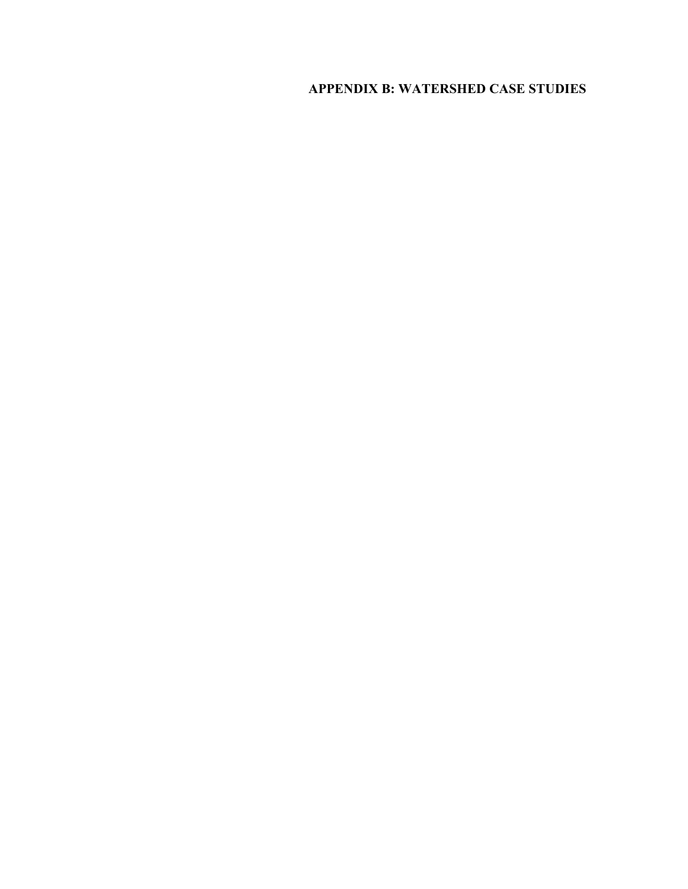# APPENDIX B: WATERSHED CASE STUDIES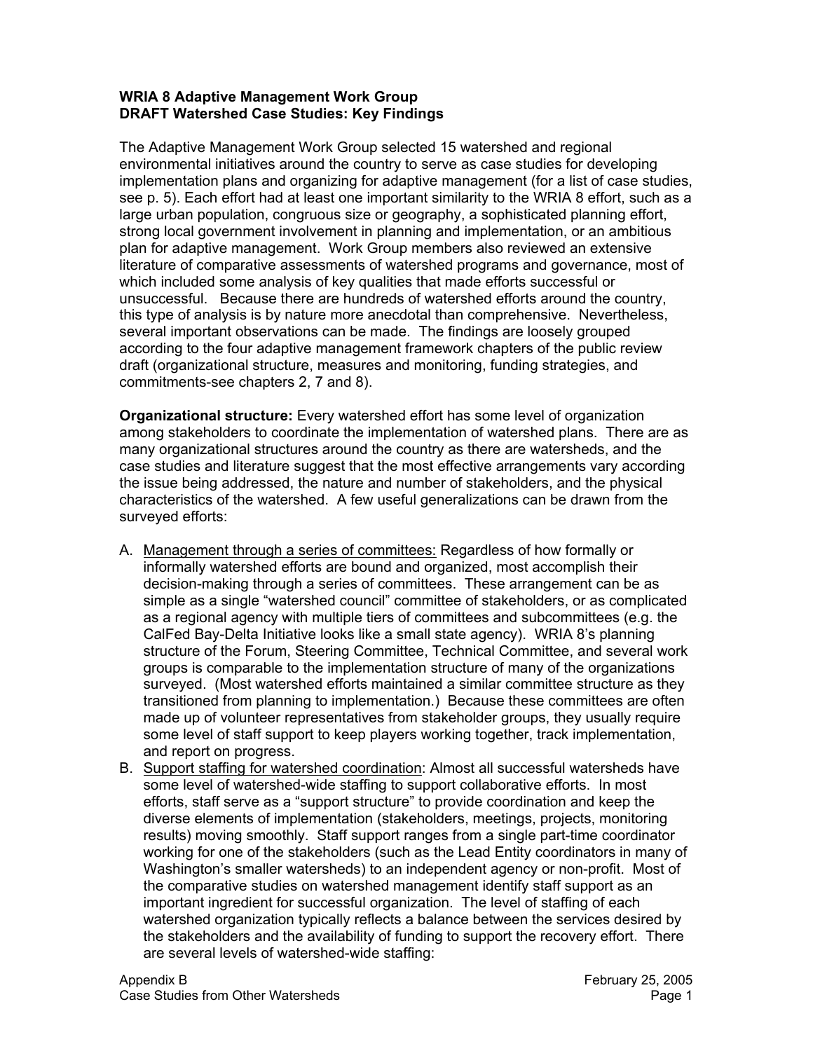**WRIA 8 Adaptive Management Work Group**
**DRAFT Watershed Case Studies: Key Findings**

The Adaptive Management Work Group selected 15 watershed and regional environmental initiatives around the country to serve as case studies for developing implementation plans and organizing for adaptive management (for a list of case studies, see p. 5). Each effort had at least one important similarity to the WRIA 8 effort, such as a large urban population, congruous size or geography, a sophisticated planning effort, strong local government involvement in planning and implementation, or an ambitious plan for adaptive management. Work Group members also reviewed an extensive literature of comparative assessments of watershed programs and governance, most of which included some analysis of key qualities that made efforts successful or unsuccessful. Because there are hundreds of watershed efforts around the country, this type of analysis is by nature more anecdotal than comprehensive. Nevertheless, several important observations can be made. The findings are loosely grouped according to the four adaptive management framework chapters of the public review draft (organizational structure, measures and monitoring, funding strategies, and commitments-see chapters 2, 7 and 8).

**Organizational structure:** Every watershed effort has some level of organization among stakeholders to coordinate the implementation of watershed plans. There are as many organizational structures around the country as there are watersheds, and the case studies and literature suggest that the most effective arrangements vary according the issue being addressed, the nature and number of stakeholders, and the physical characteristics of the watershed. A few useful generalizations can be drawn from the surveyed efforts:

A. Management through a series of committees: Regardless of how formally or informally watershed efforts are bound and organized, most accomplish their decision-making through a series of committees. These arrangement can be as simple as a single "watershed council" committee of stakeholders, or as complicated as a regional agency with multiple tiers of committees and subcommittees (e.g. the CalFed Bay-Delta Initiative looks like a small state agency). WRIA 8's planning structure of the Forum, Steering Committee, Technical Committee, and several work groups is comparable to the implementation structure of many of the organizations surveyed. (Most watershed efforts maintained a similar committee structure as they transitioned from planning to implementation.) Because these committees are often made up of volunteer representatives from stakeholder groups, they usually require some level of staff support to keep players working together, track implementation, and report on progress.
B. Support staffing for watershed coordination: Almost all successful watersheds have some level of watershed-wide staffing to support collaborative efforts. In most efforts, staff serve as a "support structure" to provide coordination and keep the diverse elements of implementation (stakeholders, meetings, projects, monitoring results) moving smoothly. Staff support ranges from a single part-time coordinator working for one of the stakeholders (such as the Lead Entity coordinators in many of Washington's smaller watersheds) to an independent agency or non-profit. Most of the comparative studies on watershed management identify staff support as an important ingredient for successful organization. The level of staffing of each watershed organization typically reflects a balance between the services desired by the stakeholders and the availability of funding to support the recovery effort. There are several levels of watershed-wide staffing: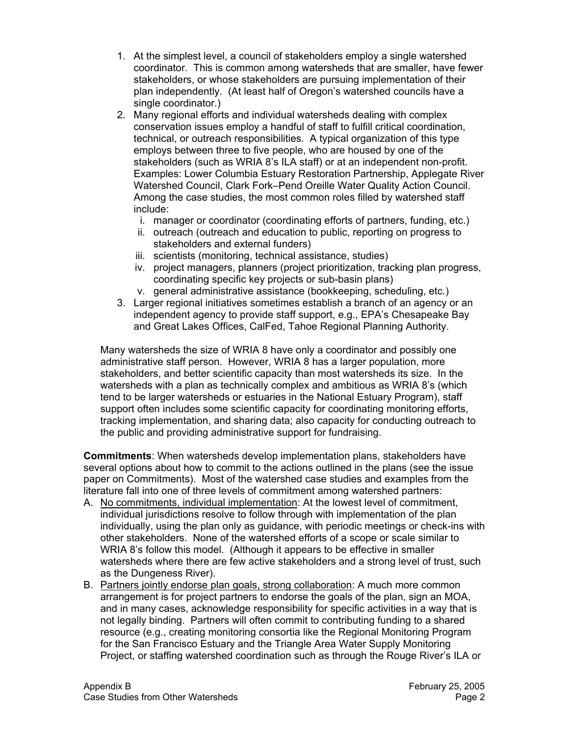1. At the simplest level, a council of stakeholders employ a single watershed coordinator. This is common among watersheds that are smaller, have fewer stakeholders, or whose stakeholders are pursuing implementation of their plan independently. (At least half of Oregon's watershed councils have a single coordinator.)
2. Many regional efforts and individual watersheds dealing with complex conservation issues employ a handful of staff to fulfill critical coordination, technical, or outreach responsibilities. A typical organization of this type employs between three to five people, who are housed by one of the stakeholders (such as WRIA 8's ILA staff) or at an independent non-profit. Examples: Lower Columbia Estuary Restoration Partnership, Applegate River Watershed Council, Clark Fork–Pend Oreille Water Quality Action Council. Among the case studies, the most common roles filled by watershed staff include:
   i. manager or coordinator (coordinating efforts of partners, funding, etc.)
   ii. outreach (outreach and education to public, reporting on progress to stakeholders and external funders)
   iii. scientists (monitoring, technical assistance, studies)
   iv. project managers, planners (project prioritization, tracking plan progress, coordinating specific key projects or sub-basin plans)
   v. general administrative assistance (bookkeeping, scheduling, etc.)
3. Larger regional initiatives sometimes establish a branch of an agency or an independent agency to provide staff support, e.g., EPA's Chesapeake Bay and Great Lakes Offices, CalFed, Tahoe Regional Planning Authority.

Many watersheds the size of WRIA 8 have only a coordinator and possibly one administrative staff person. However, WRIA 8 has a larger population, more stakeholders, and better scientific capacity than most watersheds its size. In the watersheds with a plan as technically complex and ambitious as WRIA 8's (which tend to be larger watersheds or estuaries in the National Estuary Program), staff support often includes some scientific capacity for coordinating monitoring efforts, tracking implementation, and sharing data; also capacity for conducting outreach to the public and providing administrative support for fundraising.

**Commitments**: When watersheds develop implementation plans, stakeholders have several options about how to commit to the actions outlined in the plans (see the issue paper on Commitments). Most of the watershed case studies and examples from the literature fall into one of three levels of commitment among watershed partners:

A. No commitments, individual implementation: At the lowest level of commitment, individual jurisdictions resolve to follow through with implementation of the plan individually, using the plan only as guidance, with periodic meetings or check-ins with other stakeholders. None of the watershed efforts of a scope or scale similar to WRIA 8's follow this model. (Although it appears to be effective in smaller watersheds where there are few active stakeholders and a strong level of trust, such as the Dungeness River).
B. Partners jointly endorse plan goals, strong collaboration: A much more common arrangement is for project partners to endorse the goals of the plan, sign an MOA, and in many cases, acknowledge responsibility for specific activities in a way that is not legally binding. Partners will often commit to contributing funding to a shared resource (e.g., creating monitoring consortia like the Regional Monitoring Program for the San Francisco Estuary and the Triangle Area Water Supply Monitoring Project, or staffing watershed coordination such as through the Rouge River's ILA or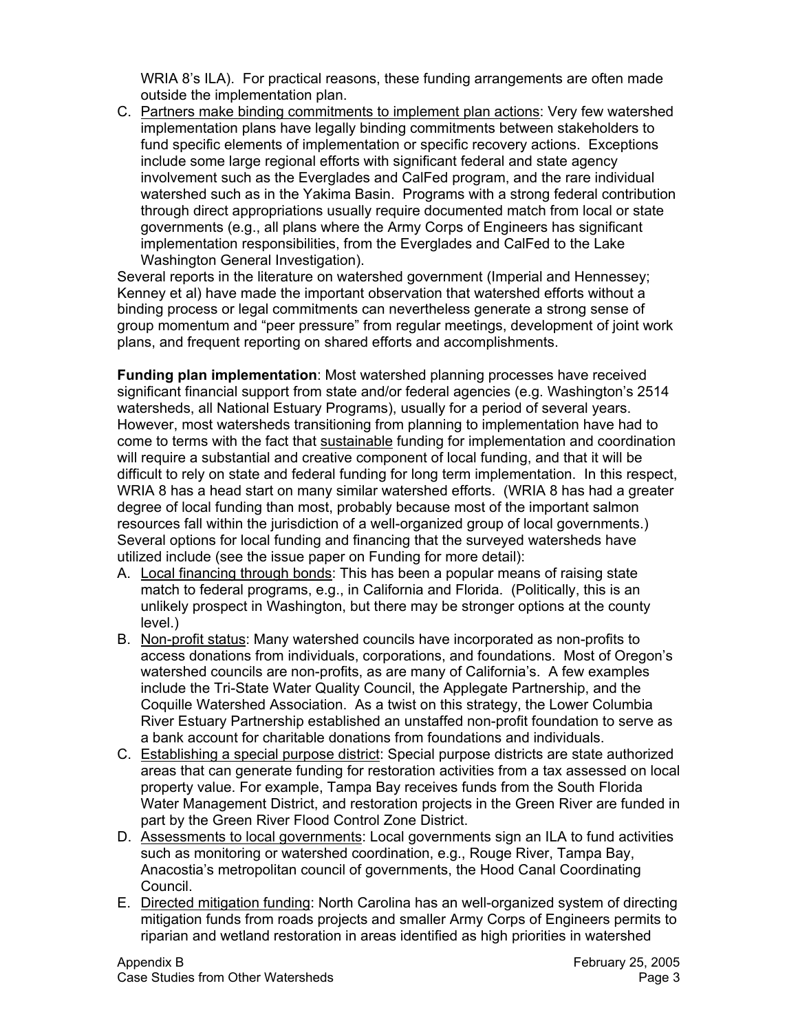WRIA 8's ILA). For practical reasons, these funding arrangements are often made outside the implementation plan.

C. Partners make binding commitments to implement plan actions: Very few watershed implementation plans have legally binding commitments between stakeholders to fund specific elements of implementation or specific recovery actions. Exceptions include some large regional efforts with significant federal and state agency involvement such as the Everglades and CalFed program, and the rare individual watershed such as in the Yakima Basin. Programs with a strong federal contribution through direct appropriations usually require documented match from local or state governments (e.g., all plans where the Army Corps of Engineers has significant implementation responsibilities, from the Everglades and CalFed to the Lake Washington General Investigation).

Several reports in the literature on watershed government (Imperial and Hennessey; Kenney et al) have made the important observation that watershed efforts without a binding process or legal commitments can nevertheless generate a strong sense of group momentum and "peer pressure" from regular meetings, development of joint work plans, and frequent reporting on shared efforts and accomplishments.

**Funding plan implementation**: Most watershed planning processes have received significant financial support from state and/or federal agencies (e.g. Washington's 2514 watersheds, all National Estuary Programs), usually for a period of several years. However, most watersheds transitioning from planning to implementation have had to come to terms with the fact that sustainable funding for implementation and coordination will require a substantial and creative component of local funding, and that it will be difficult to rely on state and federal funding for long term implementation. In this respect, WRIA 8 has a head start on many similar watershed efforts. (WRIA 8 has had a greater degree of local funding than most, probably because most of the important salmon resources fall within the jurisdiction of a well-organized group of local governments.) Several options for local funding and financing that the surveyed watersheds have utilized include (see the issue paper on Funding for more detail):

A. Local financing through bonds: This has been a popular means of raising state match to federal programs, e.g., in California and Florida. (Politically, this is an unlikely prospect in Washington, but there may be stronger options at the county level.)
B. Non-profit status: Many watershed councils have incorporated as non-profits to access donations from individuals, corporations, and foundations. Most of Oregon's watershed councils are non-profits, as are many of California's. A few examples include the Tri-State Water Quality Council, the Applegate Partnership, and the Coquille Watershed Association. As a twist on this strategy, the Lower Columbia River Estuary Partnership established an unstaffed non-profit foundation to serve as a bank account for charitable donations from foundations and individuals.
C. Establishing a special purpose district: Special purpose districts are state authorized areas that can generate funding for restoration activities from a tax assessed on local property value. For example, Tampa Bay receives funds from the South Florida Water Management District, and restoration projects in the Green River are funded in part by the Green River Flood Control Zone District.
D. Assessments to local governments: Local governments sign an ILA to fund activities such as monitoring or watershed coordination, e.g., Rouge River, Tampa Bay, Anacostia's metropolitan council of governments, the Hood Canal Coordinating Council.
E. Directed mitigation funding: North Carolina has an well-organized system of directing mitigation funds from roads projects and smaller Army Corps of Engineers permits to riparian and wetland restoration in areas identified as high priorities in watershed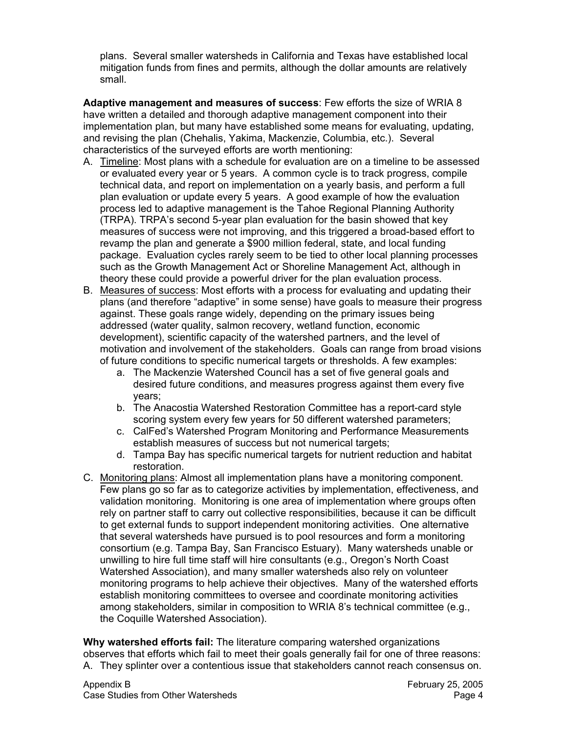plans. Several smaller watersheds in California and Texas have established local mitigation funds from fines and permits, although the dollar amounts are relatively small.

**Adaptive management and measures of success**: Few efforts the size of WRIA 8 have written a detailed and thorough adaptive management component into their implementation plan, but many have established some means for evaluating, updating, and revising the plan (Chehalis, Yakima, Mackenzie, Columbia, etc.). Several characteristics of the surveyed efforts are worth mentioning:

A. Timeline: Most plans with a schedule for evaluation are on a timeline to be assessed or evaluated every year or 5 years. A common cycle is to track progress, compile technical data, and report on implementation on a yearly basis, and perform a full plan evaluation or update every 5 years. A good example of how the evaluation process led to adaptive management is the Tahoe Regional Planning Authority (TRPA). TRPA's second 5-year plan evaluation for the basin showed that key measures of success were not improving, and this triggered a broad-based effort to revamp the plan and generate a $900 million federal, state, and local funding package. Evaluation cycles rarely seem to be tied to other local planning processes such as the Growth Management Act or Shoreline Management Act, although in theory these could provide a powerful driver for the plan evaluation process.
B. Measures of success: Most efforts with a process for evaluating and updating their plans (and therefore "adaptive" in some sense) have goals to measure their progress against. These goals range widely, depending on the primary issues being addressed (water quality, salmon recovery, wetland function, economic development), scientific capacity of the watershed partners, and the level of motivation and involvement of the stakeholders. Goals can range from broad visions of future conditions to specific numerical targets or thresholds. A few examples:
    a. The Mackenzie Watershed Council has a set of five general goals and desired future conditions, and measures progress against them every five years;
    b. The Anacostia Watershed Restoration Committee has a report-card style scoring system every few years for 50 different watershed parameters;
    c. CalFed's Watershed Program Monitoring and Performance Measurements establish measures of success but not numerical targets;
    d. Tampa Bay has specific numerical targets for nutrient reduction and habitat restoration.
C. Monitoring plans: Almost all implementation plans have a monitoring component. Few plans go so far as to categorize activities by implementation, effectiveness, and validation monitoring. Monitoring is one area of implementation where groups often rely on partner staff to carry out collective responsibilities, because it can be difficult to get external funds to support independent monitoring activities. One alternative that several watersheds have pursued is to pool resources and form a monitoring consortium (e.g. Tampa Bay, San Francisco Estuary). Many watersheds unable or unwilling to hire full time staff will hire consultants (e.g., Oregon's North Coast Watershed Association), and many smaller watersheds also rely on volunteer monitoring programs to help achieve their objectives. Many of the watershed efforts establish monitoring committees to oversee and coordinate monitoring activities among stakeholders, similar in composition to WRIA 8's technical committee (e.g., the Coquille Watershed Association).

**Why watershed efforts fail:** The literature comparing watershed organizations observes that efforts which fail to meet their goals generally fail for one of three reasons:

A. They splinter over a contentious issue that stakeholders cannot reach consensus on.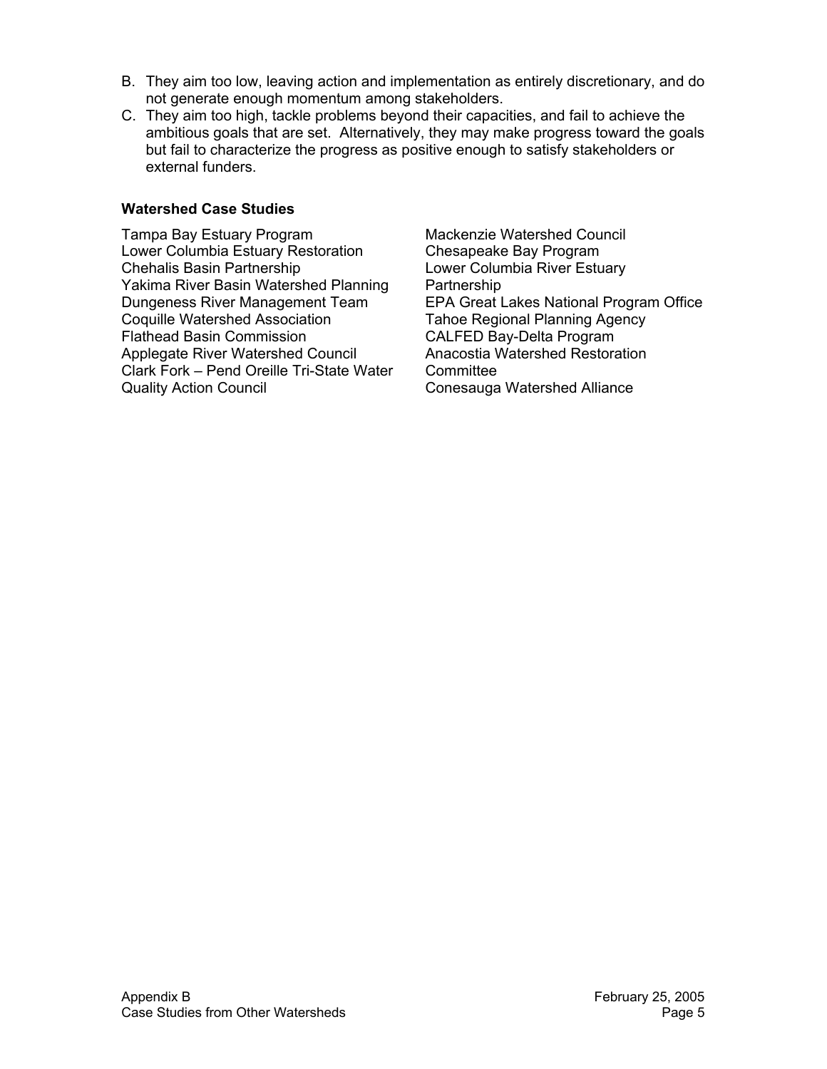B. They aim too low, leaving action and implementation as entirely discretionary, and do not generate enough momentum among stakeholders.
C. They aim too high, tackle problems beyond their capacities, and fail to achieve the ambitious goals that are set. Alternatively, they may make progress toward the goals but fail to characterize the progress as positive enough to satisfy stakeholders or external funders.

**Watershed Case Studies**

Tampa Bay Estuary Program
Lower Columbia Estuary Restoration
Chehalis Basin Partnership
Yakima River Basin Watershed Planning
Dungeness River Management Team
Coquille Watershed Association
Flathead Basin Commission
Applegate River Watershed Council
Clark Fork – Pend Oreille Tri-State Water Quality Action Council
Mackenzie Watershed Council
Chesapeake Bay Program
Lower Columbia River Estuary Partnership
EPA Great Lakes National Program Office
Tahoe Regional Planning Agency
CALFED Bay-Delta Program
Anacostia Watershed Restoration Committee
Conesauga Watershed Alliance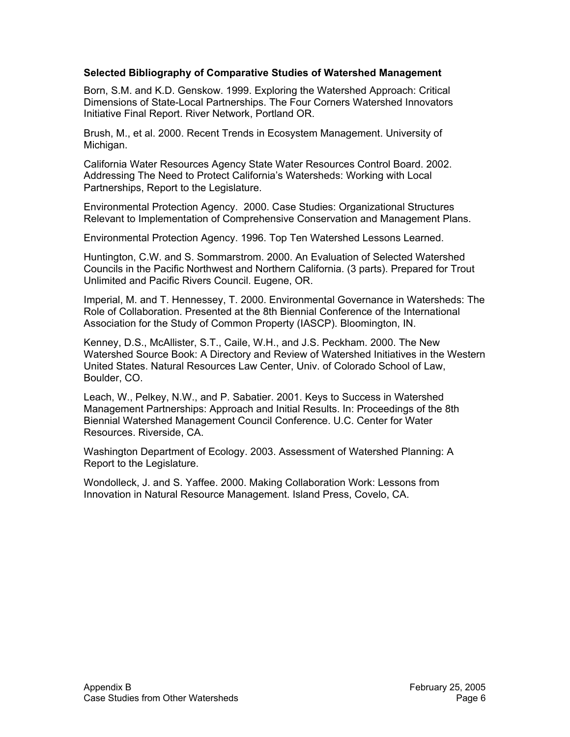**Selected Bibliography of Comparative Studies of Watershed Management**

Born, S.M. and K.D. Genskow. 1999. Exploring the Watershed Approach: Critical Dimensions of State-Local Partnerships. The Four Corners Watershed Innovators Initiative Final Report. River Network, Portland OR.

Brush, M., et al. 2000. Recent Trends in Ecosystem Management. University of Michigan.

California Water Resources Agency State Water Resources Control Board. 2002. Addressing The Need to Protect California's Watersheds: Working with Local Partnerships, Report to the Legislature.

Environmental Protection Agency. 2000. Case Studies: Organizational Structures Relevant to Implementation of Comprehensive Conservation and Management Plans.

Environmental Protection Agency. 1996. Top Ten Watershed Lessons Learned.

Huntington, C.W. and S. Sommarstrom. 2000. An Evaluation of Selected Watershed Councils in the Pacific Northwest and Northern California. (3 parts). Prepared for Trout Unlimited and Pacific Rivers Council. Eugene, OR.

Imperial, M. and T. Hennessey, T. 2000. Environmental Governance in Watersheds: The Role of Collaboration. Presented at the 8th Biennial Conference of the International Association for the Study of Common Property (IASCP). Bloomington, IN.

Kenney, D.S., McAllister, S.T., Caile, W.H., and J.S. Peckham. 2000. The New Watershed Source Book: A Directory and Review of Watershed Initiatives in the Western United States. Natural Resources Law Center, Univ. of Colorado School of Law, Boulder, CO.

Leach, W., Pelkey, N.W., and P. Sabatier. 2001. Keys to Success in Watershed Management Partnerships: Approach and Initial Results. In: Proceedings of the 8th Biennial Watershed Management Council Conference. U.C. Center for Water Resources. Riverside, CA.

Washington Department of Ecology. 2003. Assessment of Watershed Planning: A Report to the Legislature.

Wondolleck, J. and S. Yaffee. 2000. Making Collaboration Work: Lessons from Innovation in Natural Resource Management. Island Press, Covelo, CA.